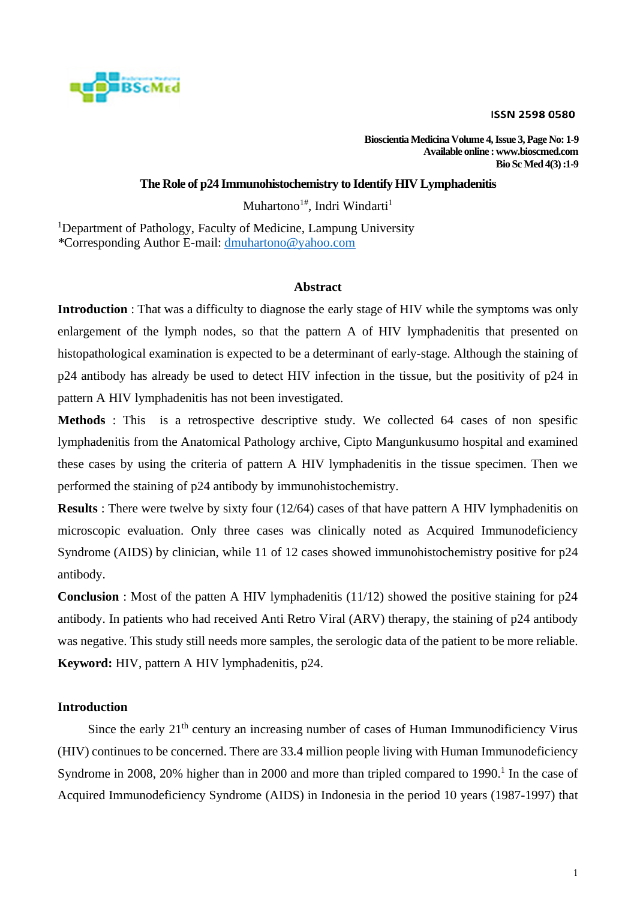# The Role of p24 Immunohistochemistry to Identify HIV Lymphadenitis

Muhartono[1#], Indri Windarti[1]

[1]Department of Pathology, Faculty of Medicine, Lampung University
*Corresponding Author E-mail: dmuhartono@yahoo.com

## Abstract

**Introduction** : That was a difficulty to diagnose the early stage of HIV while the symptoms was only enlargement of the lymph nodes, so that the pattern A of HIV lymphadenitis that presented on histopathological examination is expected to be a determinant of early-stage. Although the staining of p24 antibody has already be used to detect HIV infection in the tissue, but the positivity of p24 in pattern A HIV lymphadenitis has not been investigated.

**Methods** : This is a retrospective descriptive study. We collected 64 cases of non spesific lymphadenitis from the Anatomical Pathology archive, Cipto Mangunkusumo hospital and examined these cases by using the criteria of pattern A HIV lymphadenitis in the tissue specimen. Then we performed the staining of p24 antibody by immunohistochemistry.

**Results** : There were twelve by sixty four (12/64) cases of that have pattern A HIV lymphadenitis on microscopic evaluation. Only three cases was clinically noted as Acquired Immunodeficiency Syndrome (AIDS) by clinician, while 11 of 12 cases showed immunohistochemistry positive for p24 antibody.

**Conclusion** : Most of the patten A HIV lymphadenitis (11/12) showed the positive staining for p24 antibody. In patients who had received Anti Retro Viral (ARV) therapy, the staining of p24 antibody was negative. This study still needs more samples, the serologic data of the patient to be more reliable.

**Keyword:** HIV, pattern A HIV lymphadenitis, p24.

## Introduction

Since the early 21$^{th}$ century an increasing number of cases of Human Immunodificiency Virus (HIV) continues to be concerned. There are 33.4 million people living with Human Immunodeficiency Syndrome in 2008, 20% higher than in 2000 and more than tripled compared to 1990.[1] In the case of Acquired Immunodeficiency Syndrome (AIDS) in Indonesia in the period 10 years (1987-1997) that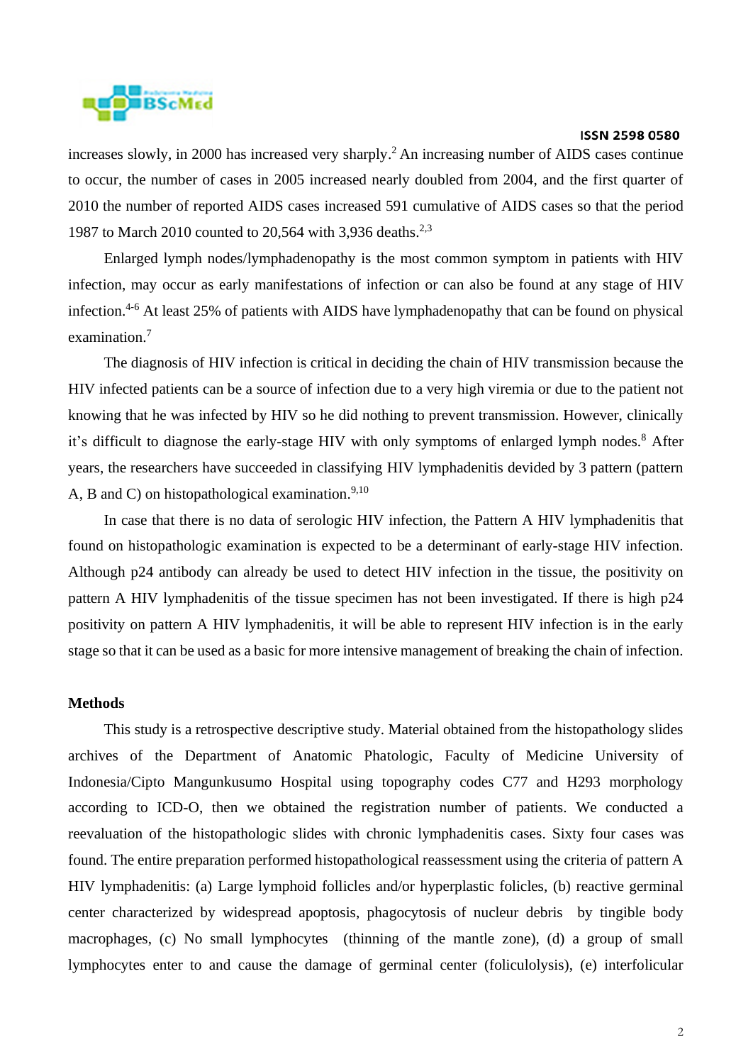increases slowly, in 2000 has increased very sharply.[2] An increasing number of AIDS cases continue to occur, the number of cases in 2005 increased nearly doubled from 2004, and the first quarter of 2010 the number of reported AIDS cases increased 591 cumulative of AIDS cases so that the period 1987 to March 2010 counted to 20,564 with 3,936 deaths.[2,3]

Enlarged lymph nodes/lymphadenopathy is the most common symptom in patients with HIV infection, may occur as early manifestations of infection or can also be found at any stage of HIV infection.[4-6] At least 25% of patients with AIDS have lymphadenopathy that can be found on physical examination.[7]

The diagnosis of HIV infection is critical in deciding the chain of HIV transmission because the HIV infected patients can be a source of infection due to a very high viremia or due to the patient not knowing that he was infected by HIV so he did nothing to prevent transmission. However, clinically it's difficult to diagnose the early-stage HIV with only symptoms of enlarged lymph nodes.[8] After years, the researchers have succeeded in classifying HIV lymphadenitis devided by 3 pattern (pattern A, B and C) on histopathological examination.[9,10]

In case that there is no data of serologic HIV infection, the Pattern A HIV lymphadenitis that found on histopathologic examination is expected to be a determinant of early-stage HIV infection. Although p24 antibody can already be used to detect HIV infection in the tissue, the positivity on pattern A HIV lymphadenitis of the tissue specimen has not been investigated. If there is high p24 positivity on pattern A HIV lymphadenitis, it will be able to represent HIV infection is in the early stage so that it can be used as a basic for more intensive management of breaking the chain of infection.

**Methods**

This study is a retrospective descriptive study. Material obtained from the histopathology slides archives of the Department of Anatomic Phatologic, Faculty of Medicine University of Indonesia/Cipto Mangunkusumo Hospital using topography codes C77 and H293 morphology according to ICD-O, then we obtained the registration number of patients. We conducted a reevaluation of the histopathologic slides with chronic lymphadenitis cases. Sixty four cases was found. The entire preparation performed histopathological reassessment using the criteria of pattern A HIV lymphadenitis: (a) Large lymphoid follicles and/or hyperplastic folicles, (b) reactive germinal center characterized by widespread apoptosis, phagocytosis of nucleur debris by tingible body macrophages, (c) No small lymphocytes (thinning of the mantle zone), (d) a group of small lymphocytes enter to and cause the damage of germinal center (foliculolysis), (e) interfolicular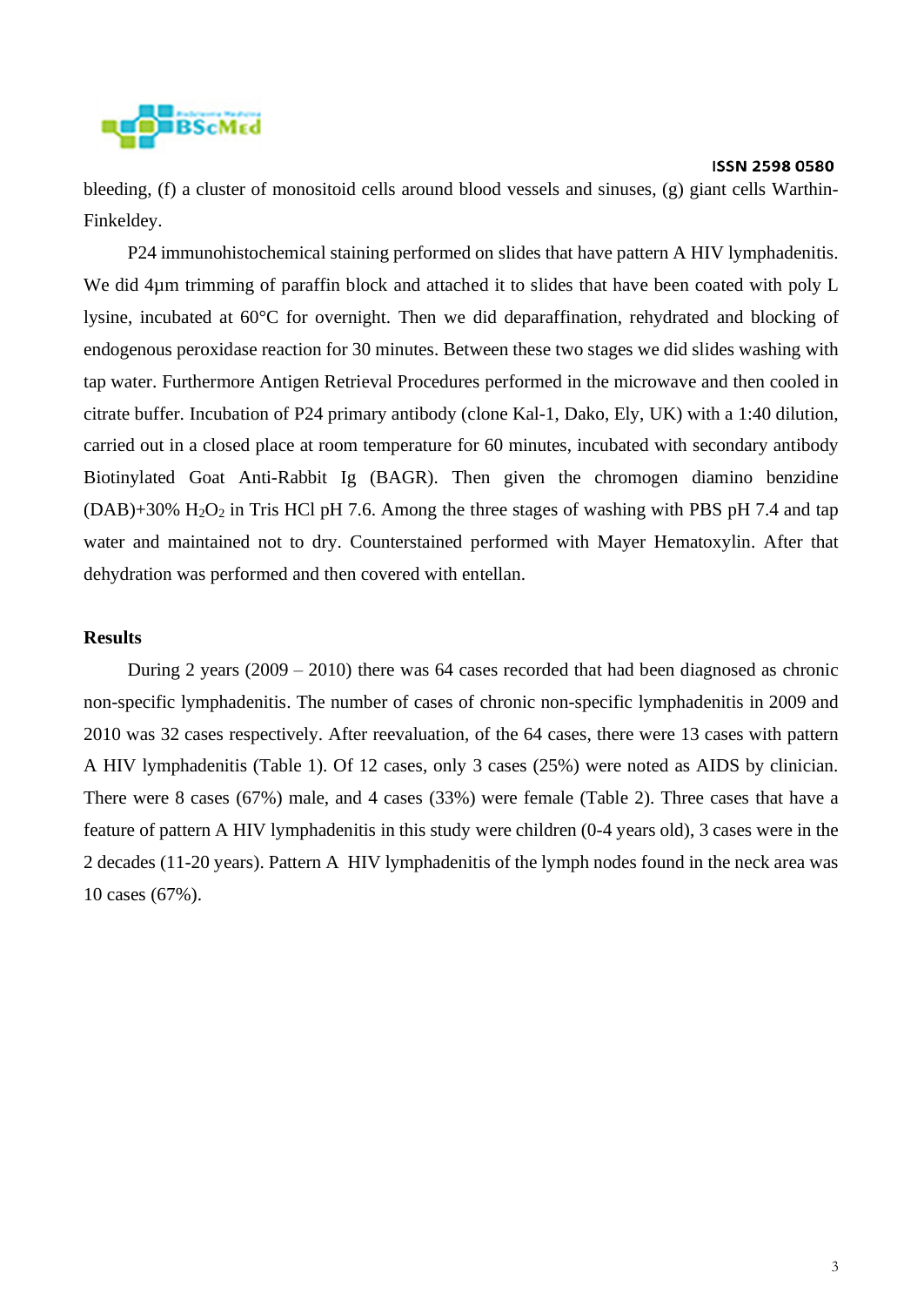bleeding, (f) a cluster of monositoid cells around blood vessels and sinuses, (g) giant cells Warthin-Finkeldey.

P24 immunohistochemical staining performed on slides that have pattern A HIV lymphadenitis. We did 4μm trimming of paraffin block and attached it to slides that have been coated with poly L lysine, incubated at 60°C for overnight. Then we did deparaffination, rehydrated and blocking of endogenous peroxidase reaction for 30 minutes. Between these two stages we did slides washing with tap water. Furthermore Antigen Retrieval Procedures performed in the microwave and then cooled in citrate buffer. Incubation of P24 primary antibody (clone Kal-1, Dako, Ely, UK) with a 1:40 dilution, carried out in a closed place at room temperature for 60 minutes, incubated with secondary antibody Biotinylated Goat Anti-Rabbit Ig (BAGR). Then given the chromogen diamino benzidine (DAB)+30% $H_2O_2$ in Tris HCl pH 7.6. Among the three stages of washing with PBS pH 7.4 and tap water and maintained not to dry. Counterstained performed with Mayer Hematoxylin. After that dehydration was performed and then covered with entellan.

**Results**

During 2 years (2009 – 2010) there was 64 cases recorded that had been diagnosed as chronic non-specific lymphadenitis. The number of cases of chronic non-specific lymphadenitis in 2009 and 2010 was 32 cases respectively. After reevaluation, of the 64 cases, there were 13 cases with pattern A HIV lymphadenitis (Table 1). Of 12 cases, only 3 cases (25%) were noted as AIDS by clinician. There were 8 cases (67%) male, and 4 cases (33%) were female (Table 2). Three cases that have a feature of pattern A HIV lymphadenitis in this study were children (0-4 years old), 3 cases were in the 2 decades (11-20 years). Pattern A HIV lymphadenitis of the lymph nodes found in the neck area was 10 cases (67%).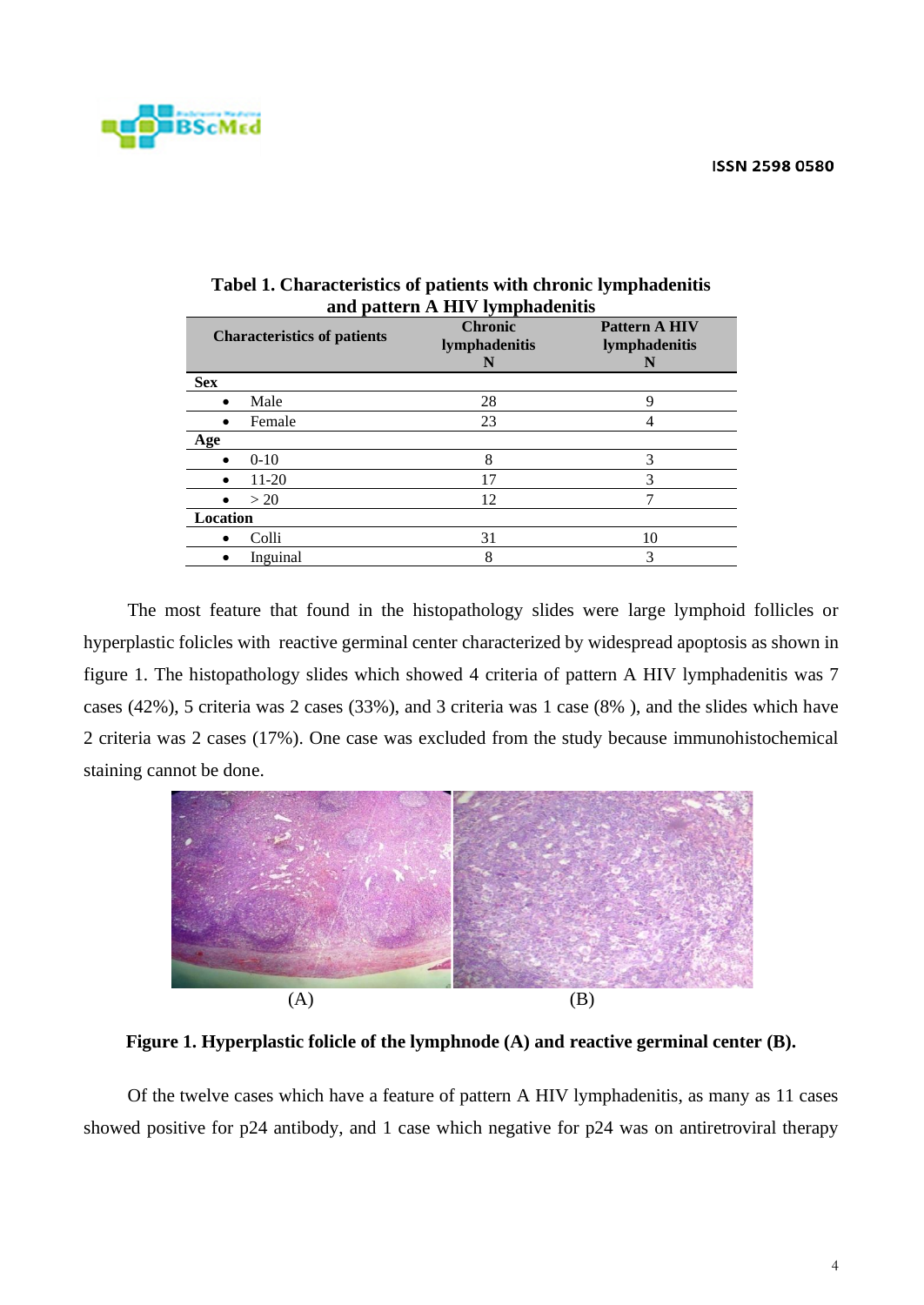**Tabel 1. Characteristics of patients with chronic lymphadenitis and pattern A HIV lymphadenitis**

| Characteristics of patients | Chronic lymphadenitis N | Pattern A HIV lymphadenitis N |
|---|---|---|
| **Sex** | | |
| • Male | 28 | 9 |
| • Female | 23 | 4 |
| **Age** | | |
| • 0-10 | 8 | 3 |
| • 11-20 | 17 | 3 |
| • > 20 | 12 | 7 |
| **Location** | | |
| • Colli | 31 | 10 |
| • Inguinal | 8 | 3 |

The most feature that found in the histopathology slides were large lymphoid follicles or hyperplastic folicles with reactive germinal center characterized by widespread apoptosis as shown in figure 1. The histopathology slides which showed 4 criteria of pattern A HIV lymphadenitis was 7 cases (42%), 5 criteria was 2 cases (33%), and 3 criteria was 1 case (8% ), and the slides which have 2 criteria was 2 cases (17%). One case was excluded from the study because immunohistochemical staining cannot be done.

(A) (B)

**Figure 1. Hyperplastic folicle of the lymphnode (A) and reactive germinal center (B).**

Of the twelve cases which have a feature of pattern A HIV lymphadenitis, as many as 11 cases showed positive for p24 antibody, and 1 case which negative for p24 was on antiretroviral therapy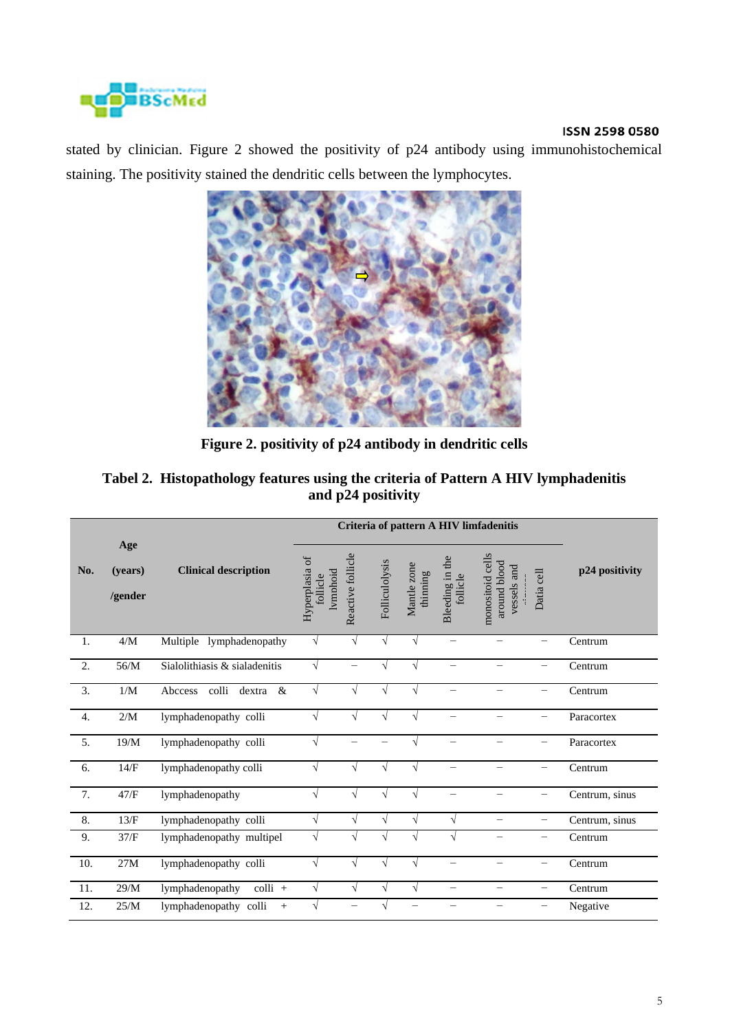stated by clinician. Figure 2 showed the positivity of p24 antibody using immunohistochemical staining. The positivity stained the dendritic cells between the lymphocytes.

**Figure 2. positivity of p24 antibody in dendritic cells**

**Tabel 2. Histopathology features using the criteria of Pattern A HIV lymphadenitis and p24 positivity**

| No. | Age (years) /gender | Clinical description | Criteria of pattern A HIV limfadenitis | | | | | | | p24 positivity |
|---|---|---|---|---|---|---|---|---|---|---|
| | | | Hyperplasia of follicle lymphoid | Reactive follicle | Folliculolysis | Mantle zone thinning | Bleeding in the follicle | monositoid cells around blood vessels and sinuses | Datia cell | |
| 1. | 4/M | Multiple lymphadenopathy | √ | √ | √ | √ | – | – | – | Centrum |
| 2. | 56/M | Sialolithiasis & sialadenitis | √ | – | √ | √ | – | – | – | Centrum |
| 3. | 1/M | Abccess colli dextra & | √ | √ | √ | √ | – | – | – | Centrum |
| 4. | 2/M | lymphadenopathy colli | √ | √ | √ | √ | – | – | – | Paracortex |
| 5. | 19/M | lymphadenopathy colli | √ | – | – | √ | – | – | – | Paracortex |
| 6. | 14/F | lymphadenopathy colli | √ | √ | √ | √ | – | – | – | Centrum |
| 7. | 47/F | lymphadenopathy | √ | √ | √ | √ | – | – | – | Centrum, sinus |
| 8. | 13/F | lymphadenopathy colli | √ | √ | √ | √ | √ | – | – | Centrum, sinus |
| 9. | 37/F | lymphadenopathy multipel | √ | √ | √ | √ | √ | – | – | Centrum |
| 10. | 27M | lymphadenopathy colli | √ | √ | √ | √ | – | – | – | Centrum |
| 11. | 29/M | lymphadenopathy colli + | √ | √ | √ | √ | – | – | – | Centrum |
| 12. | 25/M | lymphadenopathy colli + | √ | – | √ | – | – | – | – | Negative |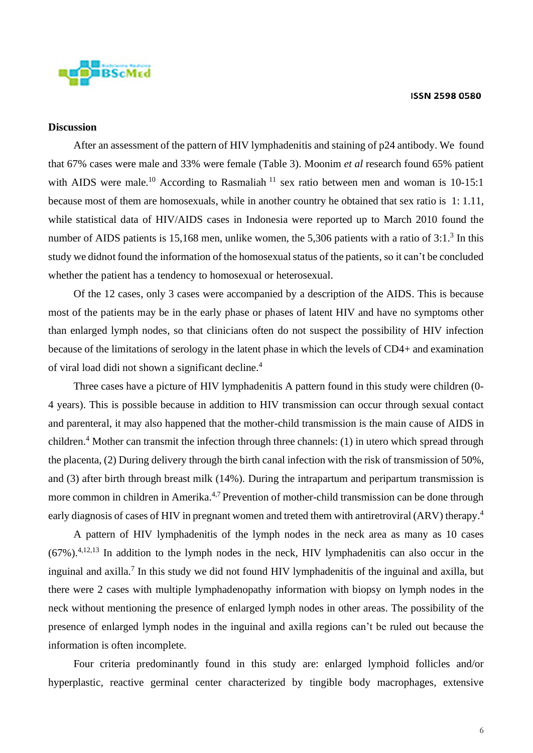**Discussion**

After an assessment of the pattern of HIV lymphadenitis and staining of p24 antibody. We found that 67% cases were male and 33% were female (Table 3). Moonim *et al* research found 65% patient with AIDS were male.[10] According to Rasmaliah [11] sex ratio between men and woman is 10-15:1 because most of them are homosexuals, while in another country he obtained that sex ratio is 1: 1.11, while statistical data of HIV/AIDS cases in Indonesia were reported up to March 2010 found the number of AIDS patients is 15,168 men, unlike women, the 5,306 patients with a ratio of 3:1.[3] In this study we didnot found the information of the homosexual status of the patients, so it can't be concluded whether the patient has a tendency to homosexual or heterosexual.

Of the 12 cases, only 3 cases were accompanied by a description of the AIDS. This is because most of the patients may be in the early phase or phases of latent HIV and have no symptoms other than enlarged lymph nodes, so that clinicians often do not suspect the possibility of HIV infection because of the limitations of serology in the latent phase in which the levels of CD4+ and examination of viral load didi not shown a significant decline.[4]

Three cases have a picture of HIV lymphadenitis A pattern found in this study were children (0-4 years). This is possible because in addition to HIV transmission can occur through sexual contact and parenteral, it may also happened that the mother-child transmission is the main cause of AIDS in children.[4] Mother can transmit the infection through three channels: (1) in utero which spread through the placenta, (2) During delivery through the birth canal infection with the risk of transmission of 50%, and (3) after birth through breast milk (14%). During the intrapartum and peripartum transmission is more common in children in Amerika.[4,7] Prevention of mother-child transmission can be done through early diagnosis of cases of HIV in pregnant women and treted them with antiretroviral (ARV) therapy.[4]

A pattern of HIV lymphadenitis of the lymph nodes in the neck area as many as 10 cases (67%).[4,12,13] In addition to the lymph nodes in the neck, HIV lymphadenitis can also occur in the inguinal and axilla.[7] In this study we did not found HIV lymphadenitis of the inguinal and axilla, but there were 2 cases with multiple lymphadenopathy information with biopsy on lymph nodes in the neck without mentioning the presence of enlarged lymph nodes in other areas. The possibility of the presence of enlarged lymph nodes in the inguinal and axilla regions can't be ruled out because the information is often incomplete.

Four criteria predominantly found in this study are: enlarged lymphoid follicles and/or hyperplastic, reactive germinal center characterized by tingible body macrophages, extensive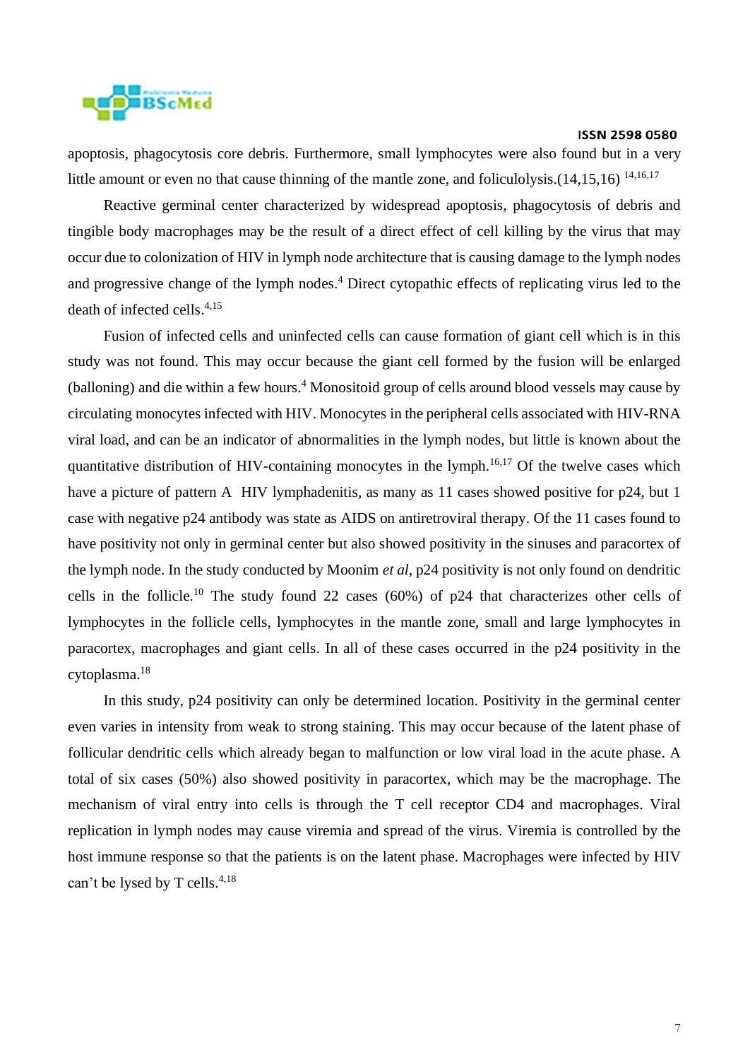apoptosis, phagocytosis core debris. Furthermore, small lymphocytes were also found but in a very little amount or even no that cause thinning of the mantle zone, and foliculolysis.(14,15,16) [14,16,17]

Reactive germinal center characterized by widespread apoptosis, phagocytosis of debris and tingible body macrophages may be the result of a direct effect of cell killing by the virus that may occur due to colonization of HIV in lymph node architecture that is causing damage to the lymph nodes and progressive change of the lymph nodes.[4] Direct cytopathic effects of replicating virus led to the death of infected cells.[4,15]

Fusion of infected cells and uninfected cells can cause formation of giant cell which is in this study was not found. This may occur because the giant cell formed by the fusion will be enlarged (balloning) and die within a few hours.[4] Monositoid group of cells around blood vessels may cause by circulating monocytes infected with HIV. Monocytes in the peripheral cells associated with HIV-RNA viral load, and can be an indicator of abnormalities in the lymph nodes, but little is known about the quantitative distribution of HIV-containing monocytes in the lymph.[16,17] Of the twelve cases which have a picture of pattern A HIV lymphadenitis, as many as 11 cases showed positive for p24, but 1 case with negative p24 antibody was state as AIDS on antiretroviral therapy. Of the 11 cases found to have positivity not only in germinal center but also showed positivity in the sinuses and paracortex of the lymph node. In the study conducted by Moonim *et al*, p24 positivity is not only found on dendritic cells in the follicle.[10] The study found 22 cases (60%) of p24 that characterizes other cells of lymphocytes in the follicle cells, lymphocytes in the mantle zone, small and large lymphocytes in paracortex, macrophages and giant cells. In all of these cases occurred in the p24 positivity in the cytoplasma.[18]

In this study, p24 positivity can only be determined location. Positivity in the germinal center even varies in intensity from weak to strong staining. This may occur because of the latent phase of follicular dendritic cells which already began to malfunction or low viral load in the acute phase. A total of six cases (50%) also showed positivity in paracortex, which may be the macrophage. The mechanism of viral entry into cells is through the T cell receptor CD4 and macrophages. Viral replication in lymph nodes may cause viremia and spread of the virus. Viremia is controlled by the host immune response so that the patients is on the latent phase. Macrophages were infected by HIV can't be lysed by T cells.[4,18]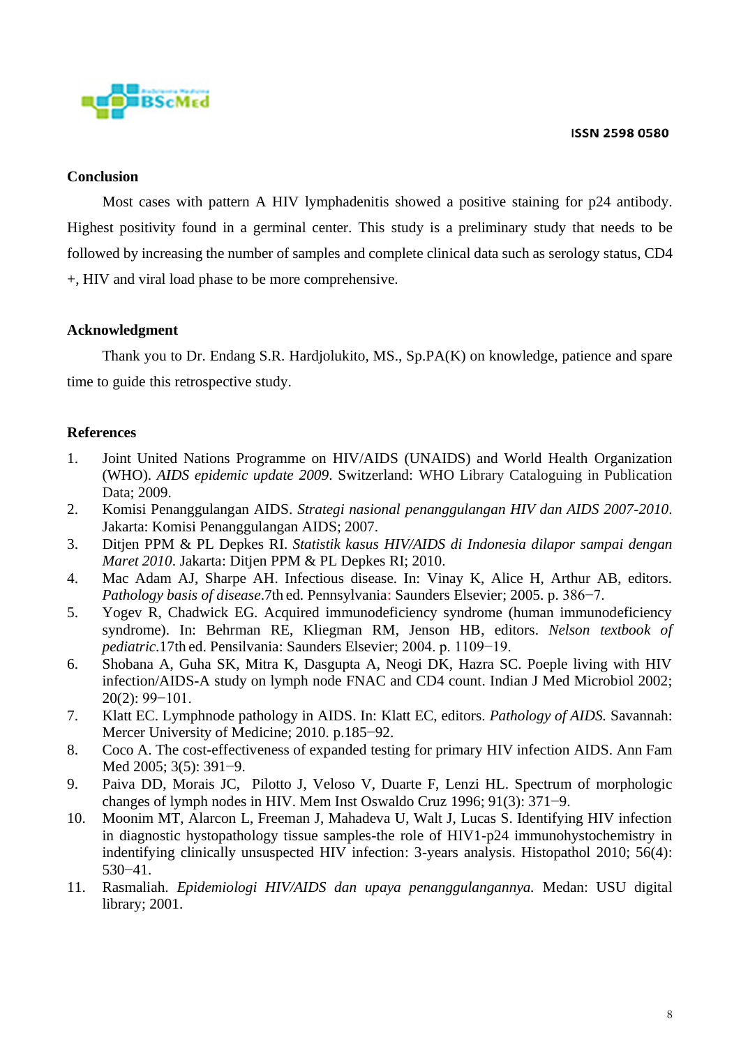## Conclusion

Most cases with pattern A HIV lymphadenitis showed a positive staining for p24 antibody. Highest positivity found in a germinal center. This study is a preliminary study that needs to be followed by increasing the number of samples and complete clinical data such as serology status, CD4 +, HIV and viral load phase to be more comprehensive.

## Acknowledgment

Thank you to Dr. Endang S.R. Hardjolukito, MS., Sp.PA(K) on knowledge, patience and spare time to guide this retrospective study.

## References

1. Joint United Nations Programme on HIV/AIDS (UNAIDS) and World Health Organization (WHO). *AIDS epidemic update 2009*. Switzerland: WHO Library Cataloguing in Publication Data; 2009.
2. Komisi Penanggulangan AIDS. *Strategi nasional penanggulangan HIV dan AIDS 2007-2010*. Jakarta: Komisi Penanggulangan AIDS; 2007.
3. Ditjen PPM & PL Depkes RI. *Statistik kasus HIV/AIDS di Indonesia dilapor sampai dengan Maret 2010*. Jakarta: Ditjen PPM & PL Depkes RI; 2010.
4. Mac Adam AJ, Sharpe AH. Infectious disease. In: Vinay K, Alice H, Arthur AB, editors. *Pathology basis of disease*.7th ed. Pennsylvania: Saunders Elsevier; 2005. p. 386−7.
5. Yogev R, Chadwick EG. Acquired immunodeficiency syndrome (human immunodeficiency syndrome). In: Behrman RE, Kliegman RM, Jenson HB, editors. *Nelson textbook of pediatric*.17th ed. Pensilvania: Saunders Elsevier; 2004. p. 1109−19.
6. Shobana A, Guha SK, Mitra K, Dasgupta A, Neogi DK, Hazra SC. Poeple living with HIV infection/AIDS-A study on lymph node FNAC and CD4 count. Indian J Med Microbiol 2002; 20(2): 99−101.
7. Klatt EC. Lymphnode pathology in AIDS. In: Klatt EC, editors. *Pathology of AIDS.* Savannah: Mercer University of Medicine; 2010. p.185−92.
8. Coco A. The cost-effectiveness of expanded testing for primary HIV infection AIDS. Ann Fam Med 2005; 3(5): 391−9.
9. Paiva DD, Morais JC, Pilotto J, Veloso V, Duarte F, Lenzi HL. Spectrum of morphologic changes of lymph nodes in HIV. Mem Inst Oswaldo Cruz 1996; 91(3): 371−9.
10. Moonim MT, Alarcon L, Freeman J, Mahadeva U, Walt J, Lucas S. Identifying HIV infection in diagnostic hystopathology tissue samples-the role of HIV1-p24 immunohystochemistry in indentifying clinically unsuspected HIV infection: 3-years analysis. Histopathol 2010; 56(4): 530−41.
11. Rasmaliah. *Epidemiologi HIV/AIDS dan upaya penanggulangannya.* Medan: USU digital library; 2001.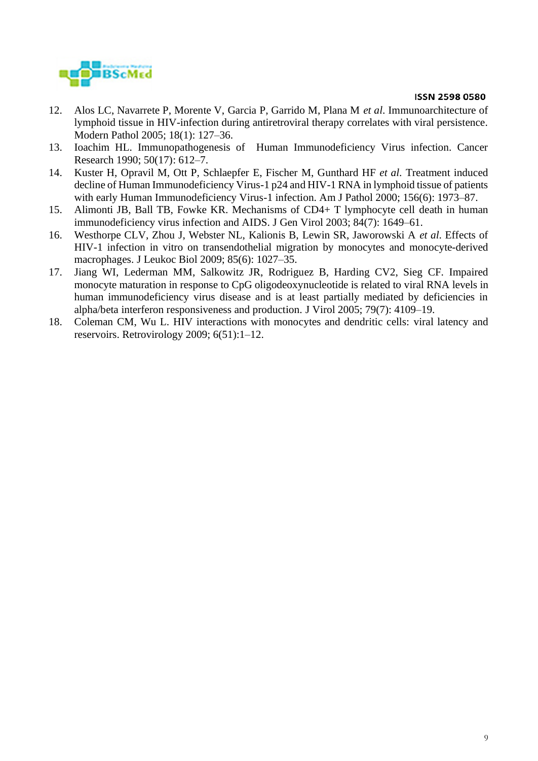12. Alos LC, Navarrete P, Morente V, Garcia P, Garrido M, Plana M *et al.* Immunoarchitecture of lymphoid tissue in HIV-infection during antiretroviral therapy correlates with viral persistence. Modern Pathol 2005; 18(1): 127–36.
13. Ioachim HL. Immunopathogenesis of Human Immunodeficiency Virus infection. Cancer Research 1990; 50(17): 612–7.
14. Kuster H, Opravil M, Ott P, Schlaepfer E, Fischer M, Gunthard HF *et al.* Treatment induced decline of Human Immunodeficiency Virus-1 p24 and HIV-1 RNA in lymphoid tissue of patients with early Human Immunodeficiency Virus-1 infection. Am J Pathol 2000; 156(6): 1973–87.
15. Alimonti JB, Ball TB, Fowke KR. Mechanisms of CD4+ T lymphocyte cell death in human immunodeficiency virus infection and AIDS. J Gen Virol 2003; 84(7): 1649–61.
16. Westhorpe CLV, Zhou J, Webster NL, Kalionis B, Lewin SR, Jaworowski A *et al.* Effects of HIV-1 infection in vitro on transendothelial migration by monocytes and monocyte-derived macrophages. J Leukoc Biol 2009; 85(6): 1027–35.
17. Jiang WI, Lederman MM, Salkowitz JR, Rodriguez B, Harding CV2, Sieg CF. Impaired monocyte maturation in response to CpG oligodeoxynucleotide is related to viral RNA levels in human immunodeficiency virus disease and is at least partially mediated by deficiencies in alpha/beta interferon responsiveness and production. J Virol 2005; 79(7): 4109–19.
18. Coleman CM, Wu L. HIV interactions with monocytes and dendritic cells: viral latency and reservoirs. Retrovirology 2009; 6(51):1–12.